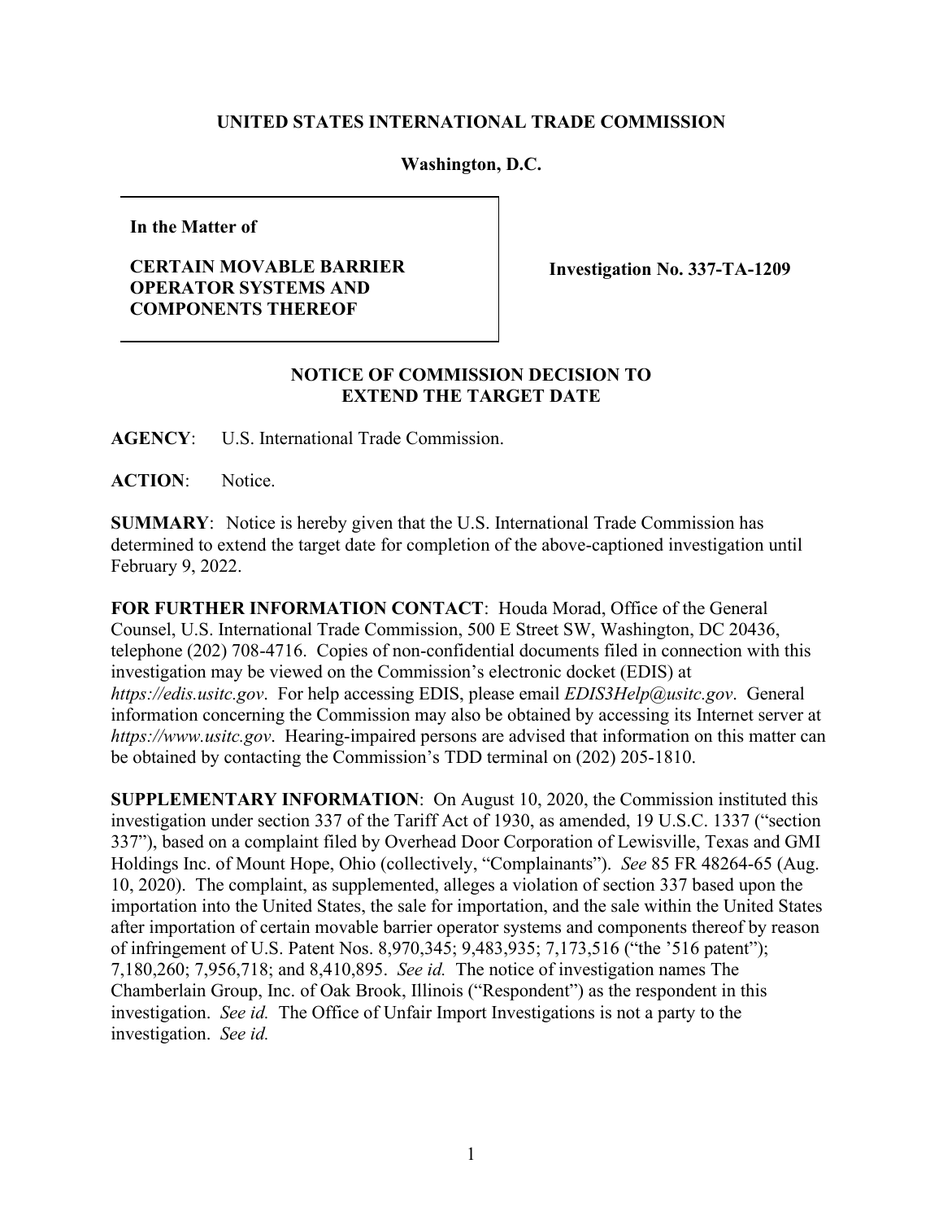**UNITED STATES INTERNATIONAL TRADE COMMISSION**

**Washington, D.C.**

**In the Matter of**

**CERTAIN MOVABLE BARRIER OPERATOR SYSTEMS AND COMPONENTS THEREOF**

**Investigation No. 337-TA-1209**

**NOTICE OF COMMISSION DECISION TO EXTEND THE TARGET DATE**

**AGENCY**: U.S. International Trade Commission.

**ACTION**: Notice.

**SUMMARY**: Notice is hereby given that the U.S. International Trade Commission has determined to extend the target date for completion of the above-captioned investigation until February 9, 2022.

**FOR FURTHER INFORMATION CONTACT**: Houda Morad, Office of the General Counsel, U.S. International Trade Commission, 500 E Street SW, Washington, DC 20436, telephone (202) 708-4716. Copies of non-confidential documents filed in connection with this investigation may be viewed on the Commission's electronic docket (EDIS) at *https://edis.usitc.gov*. For help accessing EDIS, please email *EDIS3Help@usitc.gov*. General information concerning the Commission may also be obtained by accessing its Internet server at *https://www.usitc.gov*. Hearing-impaired persons are advised that information on this matter can be obtained by contacting the Commission's TDD terminal on (202) 205-1810.

**SUPPLEMENTARY INFORMATION**: On August 10, 2020, the Commission instituted this investigation under section 337 of the Tariff Act of 1930, as amended, 19 U.S.C. 1337 ("section 337"), based on a complaint filed by Overhead Door Corporation of Lewisville, Texas and GMI Holdings Inc. of Mount Hope, Ohio (collectively, "Complainants"). *See* 85 FR 48264-65 (Aug. 10, 2020). The complaint, as supplemented, alleges a violation of section 337 based upon the importation into the United States, the sale for importation, and the sale within the United States after importation of certain movable barrier operator systems and components thereof by reason of infringement of U.S. Patent Nos. 8,970,345; 9,483,935; 7,173,516 ("the '516 patent"); 7,180,260; 7,956,718; and 8,410,895. *See id.* The notice of investigation names The Chamberlain Group, Inc. of Oak Brook, Illinois ("Respondent") as the respondent in this investigation. *See id.* The Office of Unfair Import Investigations is not a party to the investigation. *See id.*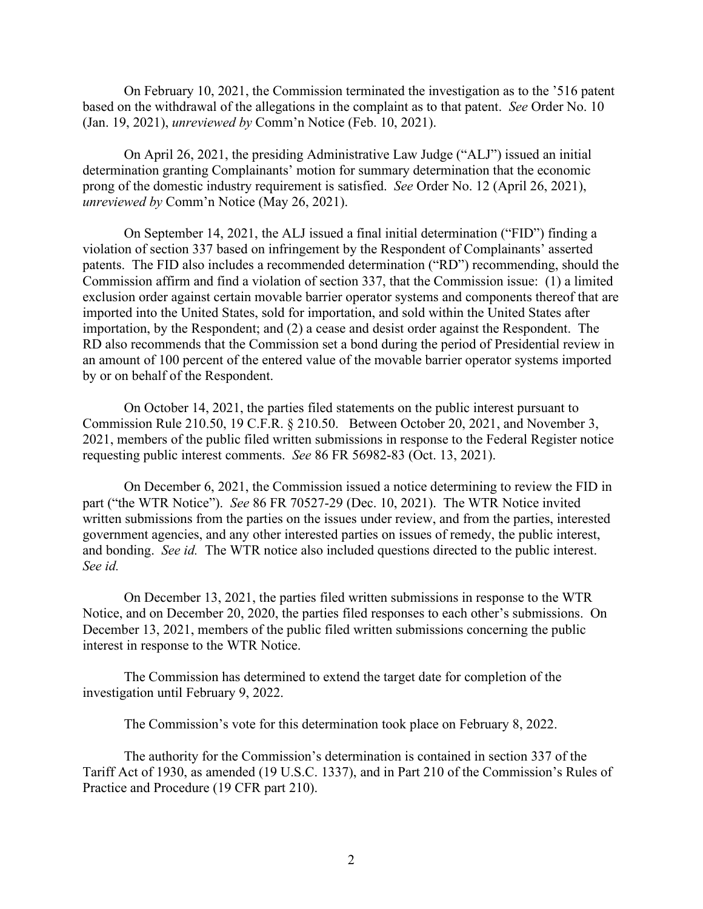On February 10, 2021, the Commission terminated the investigation as to the '516 patent based on the withdrawal of the allegations in the complaint as to that patent. *See* Order No. 10 (Jan. 19, 2021), *unreviewed by* Comm'n Notice (Feb. 10, 2021).

On April 26, 2021, the presiding Administrative Law Judge ("ALJ") issued an initial determination granting Complainants' motion for summary determination that the economic prong of the domestic industry requirement is satisfied. *See* Order No. 12 (April 26, 2021), *unreviewed by* Comm'n Notice (May 26, 2021).

On September 14, 2021, the ALJ issued a final initial determination ("FID") finding a violation of section 337 based on infringement by the Respondent of Complainants' asserted patents. The FID also includes a recommended determination ("RD") recommending, should the Commission affirm and find a violation of section 337, that the Commission issue: (1) a limited exclusion order against certain movable barrier operator systems and components thereof that are imported into the United States, sold for importation, and sold within the United States after importation, by the Respondent; and (2) a cease and desist order against the Respondent. The RD also recommends that the Commission set a bond during the period of Presidential review in an amount of 100 percent of the entered value of the movable barrier operator systems imported by or on behalf of the Respondent.

On October 14, 2021, the parties filed statements on the public interest pursuant to Commission Rule 210.50, 19 C.F.R. § 210.50. Between October 20, 2021, and November 3, 2021, members of the public filed written submissions in response to the Federal Register notice requesting public interest comments. *See* 86 FR 56982-83 (Oct. 13, 2021).

On December 6, 2021, the Commission issued a notice determining to review the FID in part ("the WTR Notice"). *See* 86 FR 70527-29 (Dec. 10, 2021). The WTR Notice invited written submissions from the parties on the issues under review, and from the parties, interested government agencies, and any other interested parties on issues of remedy, the public interest, and bonding. *See id.* The WTR notice also included questions directed to the public interest. *See id.*

On December 13, 2021, the parties filed written submissions in response to the WTR Notice, and on December 20, 2020, the parties filed responses to each other's submissions. On December 13, 2021, members of the public filed written submissions concerning the public interest in response to the WTR Notice.

The Commission has determined to extend the target date for completion of the investigation until February 9, 2022.

The Commission's vote for this determination took place on February 8, 2022.

The authority for the Commission's determination is contained in section 337 of the Tariff Act of 1930, as amended (19 U.S.C. 1337), and in Part 210 of the Commission's Rules of Practice and Procedure (19 CFR part 210).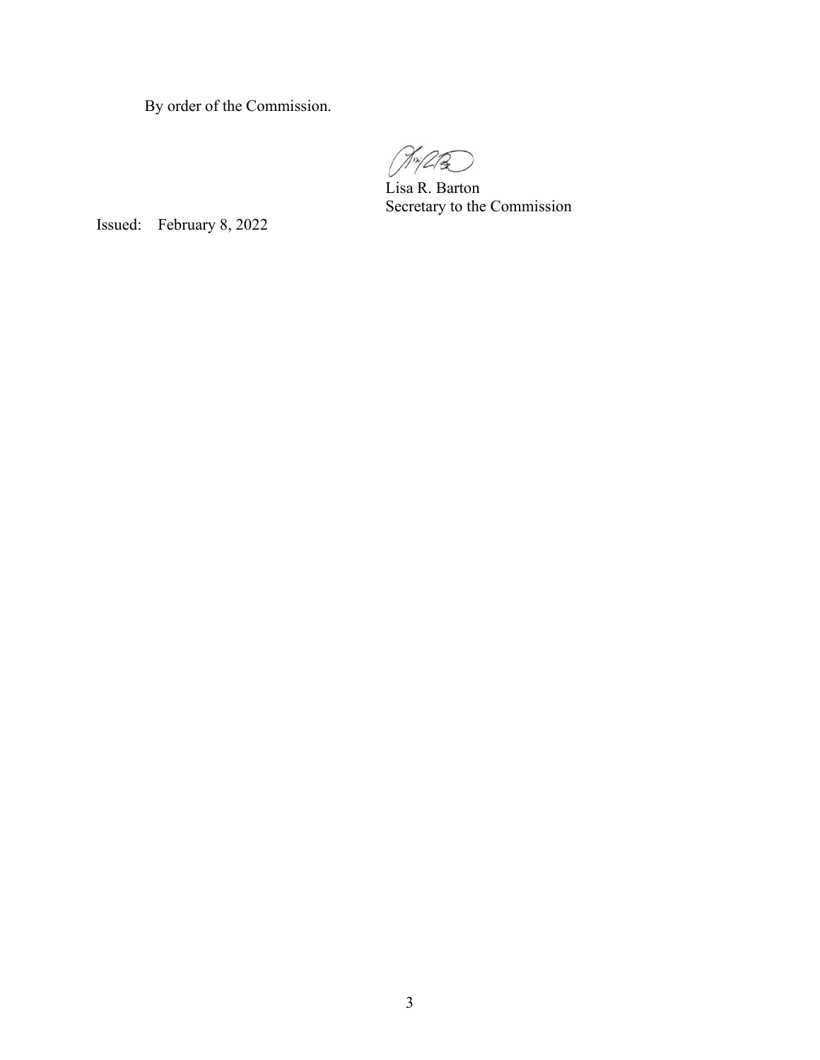By order of the Commission.

Lisa R. Barton
Secretary to the Commission

Issued: February 8, 2022